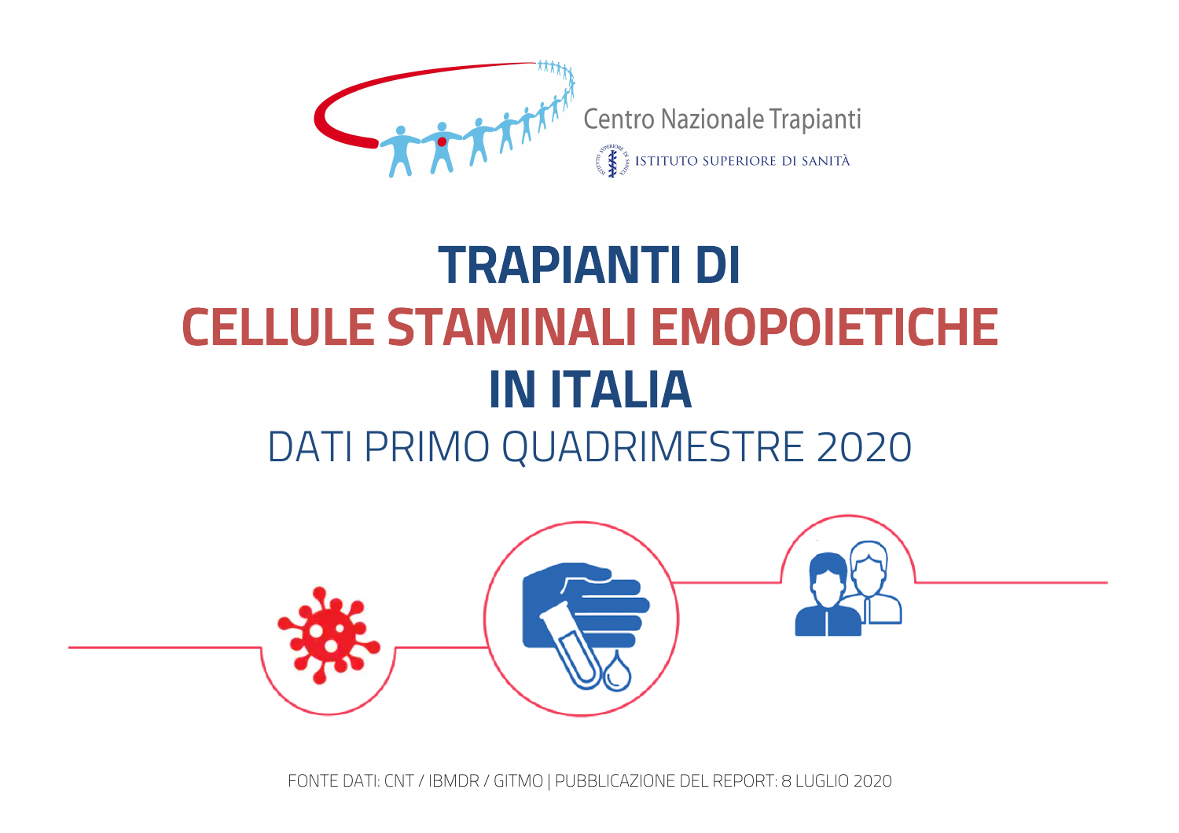Centro Nazionale Trapianti

ISTITUTO SUPERIORE DI SANITÀ

# TRAPIANTI DI CELLULE STAMINALI EMOPOIETICHE IN ITALIA

## DATI PRIMO QUADRIMESTRE 2020

FONTE DATI: CNT / IBMDR / GITMO | PUBBLICAZIONE DEL REPORT: 8 LUGLIO 2020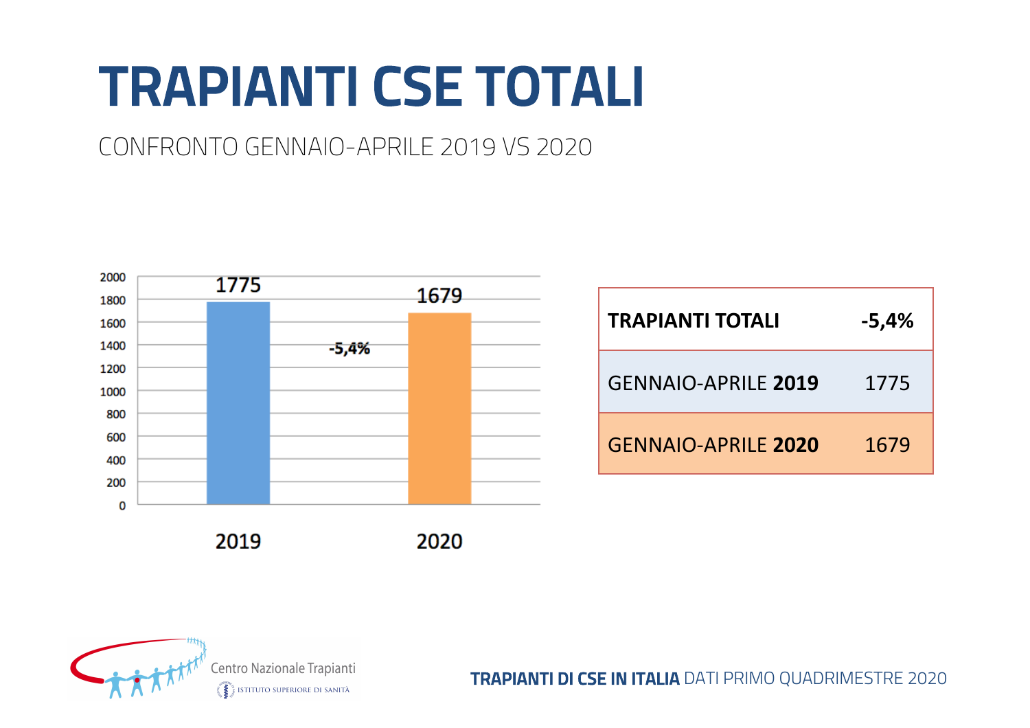# TRAPIANTI CSE TOTALI

CONFRONTO GENNAIO-APRILE 2019 VS 2020

| Anno | Trapianti |
|---|---|
| 2019 | 1775 |
| 2020 | 1679 |

-5,4%

| **TRAPIANTI TOTALI** | **-5,4%** |
|---|---|
| GENNAIO-APRILE **2019** | 1775 |
| GENNAIO-APRILE **2020** | 1679 |

Centro Nazionale Trapianti
ISTITUTO SUPERIORE DI SANITÀ

**TRAPIANTI DI CSE IN ITALIA** DATI PRIMO QUADRIMESTRE 2020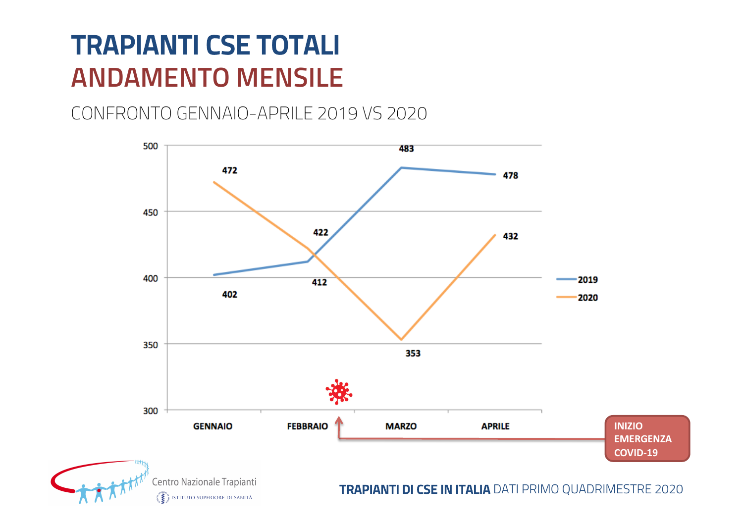# TRAPIANTI CSE TOTALI

# ANDAMENTO MENSILE

CONFRONTO GENNAIO-APRILE 2019 VS 2020

| | GENNAIO | FEBBRAIO | MARZO | APRILE |
|---|---|---|---|---|
| 2019 | 402 | 412 | 483 | 478 |
| 2020 | 472 | 422 | 353 | 432 |

INIZIO EMERGENZA COVID-19

**TRAPIANTI DI CSE IN ITALIA** DATI PRIMO QUADRIMESTRE 2020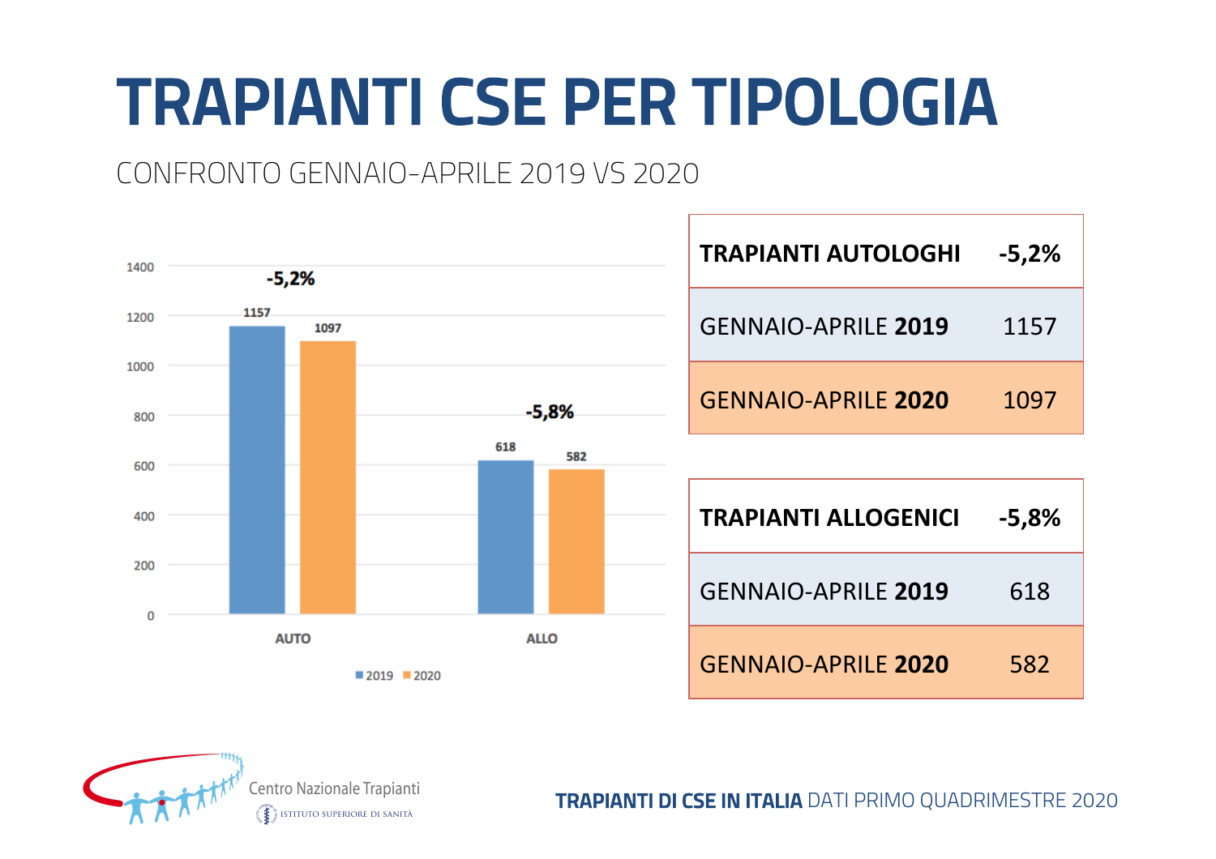# TRAPIANTI CSE PER TIPOLOGIA

CONFRONTO GENNAIO-APRILE 2019 VS 2020

| TRAPIANTI AUTOLOGHI | -5,2% |
|---|---|
| GENNAIO-APRILE **2019** | 1157 |
| GENNAIO-APRILE **2020** | 1097 |

| TRAPIANTI ALLOGENICI | -5,8% |
|---|---|
| GENNAIO-APRILE **2019** | 618 |
| GENNAIO-APRILE **2020** | 582 |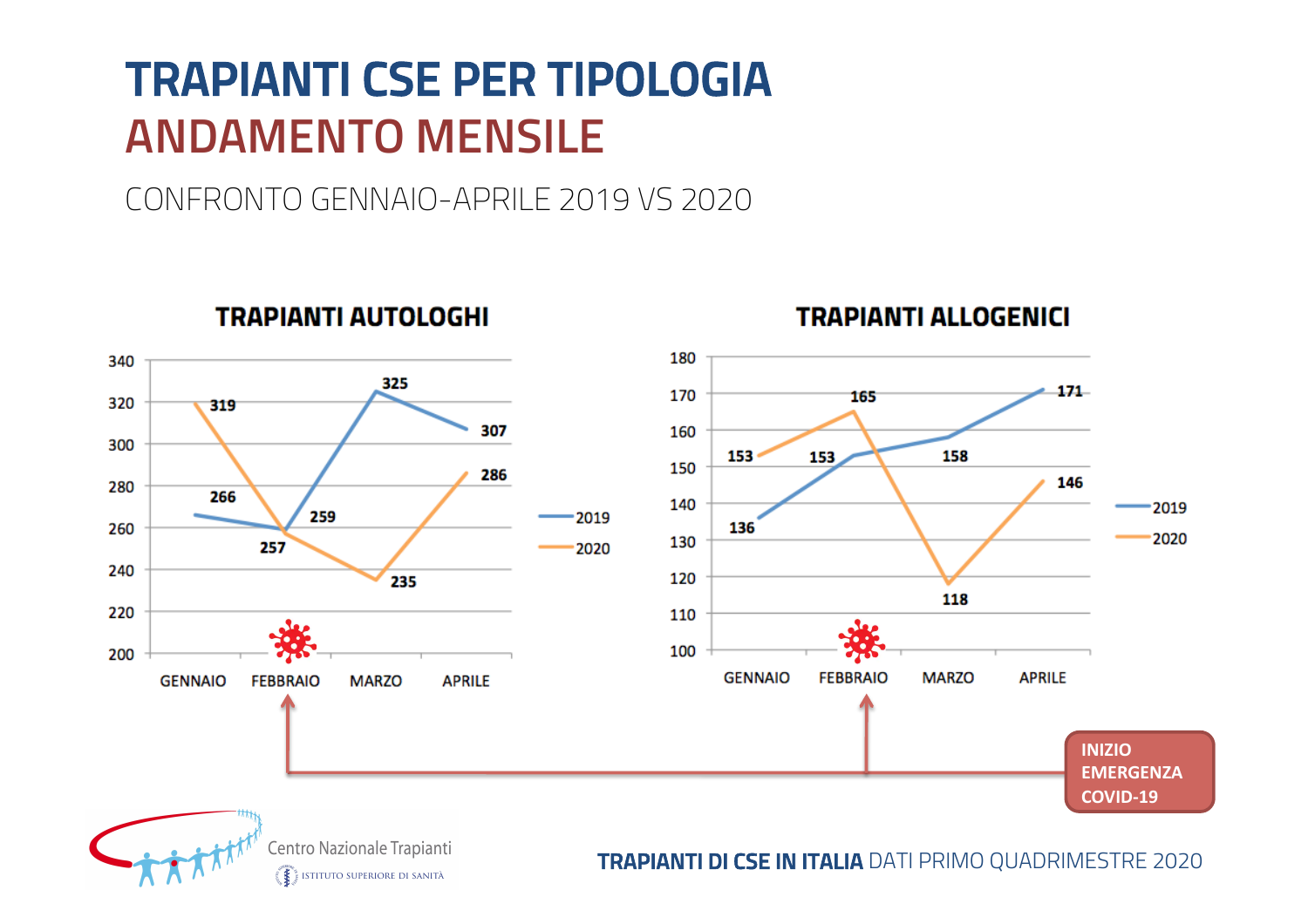# TRAPIANTI CSE PER TIPOLOGIA
## ANDAMENTO MENSILE

CONFRONTO GENNAIO-APRILE 2019 VS 2020

### TRAPIANTI AUTOLOGHI

| | GENNAIO | FEBBRAIO | MARZO | APRILE |
|---|---|---|---|---|
| 2019 | 266 | 259 | 325 | 307 |
| 2020 | 319 | 257 | 235 | 286 |

### TRAPIANTI ALLOGENICI

| | GENNAIO | FEBBRAIO | MARZO | APRILE |
|---|---|---|---|---|
| 2019 | 136 | 153 | 158 | 171 |
| 2020 | 153 | 165 | 118 | 146 |

INIZIO EMERGENZA COVID-19 (FEBBRAIO)

Centro Nazionale Trapianti – Istituto Superiore di Sanità

**TRAPIANTI DI CSE IN ITALIA** DATI PRIMO QUADRIMESTRE 2020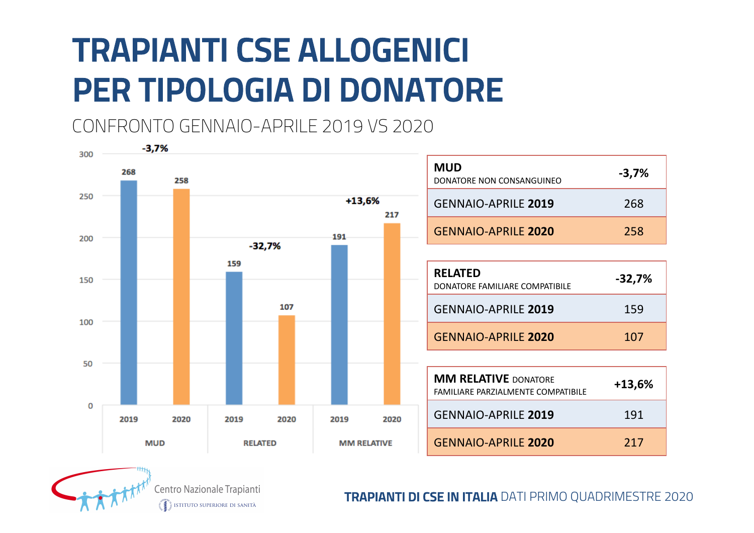# TRAPIANTI CSE ALLOGENICI PER TIPOLOGIA DI DONATORE

CONFRONTO GENNAIO-APRILE 2019 VS 2020

| | 2019 | 2020 | Variazione |
|---|---|---|---|
| MUD | 268 | 258 | -3,7% |
| RELATED | 159 | 107 | -32,7% |
| MM RELATIVE | 191 | 217 | +13,6% |

| **MUD** DONATORE NON CONSANGUINEO | **-3,7%** |
|---|---|
| GENNAIO-APRILE **2019** | 268 |
| GENNAIO-APRILE **2020** | 258 |

| **RELATED** DONATORE FAMILIARE COMPATIBILE | **-32,7%** |
|---|---|
| GENNAIO-APRILE **2019** | 159 |
| GENNAIO-APRILE **2020** | 107 |

| **MM RELATIVE** DONATORE FAMILIARE PARZIALMENTE COMPATIBILE | **+13,6%** |
|---|---|
| GENNAIO-APRILE **2019** | 191 |
| GENNAIO-APRILE **2020** | 217 |

Centro Nazionale Trapianti
ISTITUTO SUPERIORE DI SANITÀ

**TRAPIANTI DI CSE IN ITALIA** DATI PRIMO QUADRIMESTRE 2020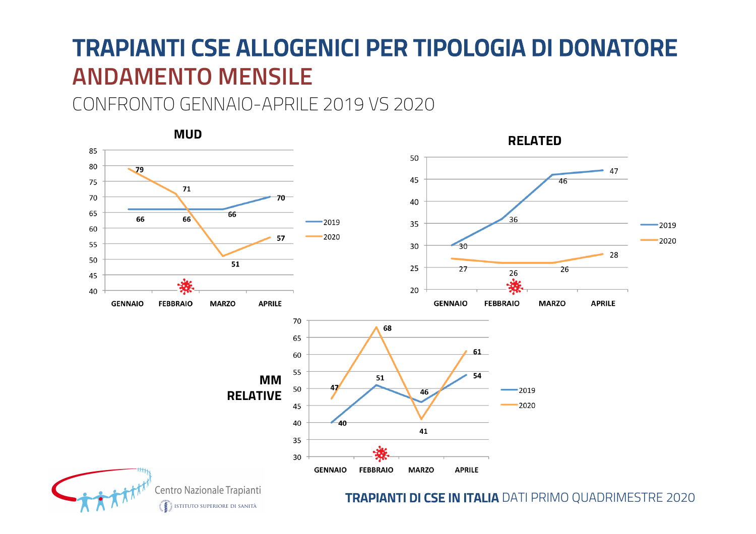# TRAPIANTI CSE ALLOGENICI PER TIPOLOGIA DI DONATORE

## ANDAMENTO MENSILE

CONFRONTO GENNAIO-APRILE 2019 VS 2020

### MUD

| | GENNAIO | FEBBRAIO | MARZO | APRILE |
|---|---|---|---|---|
| 2019 | 66 | 66 | 66 | 70 |
| 2020 | 79 | 71 | 51 | 57 |

### RELATED

| | GENNAIO | FEBBRAIO | MARZO | APRILE |
|---|---|---|---|---|
| 2019 | 30 | 36 | 46 | 47 |
| 2020 | 27 | 26 | 26 | 28 |

### MM RELATIVE

| | GENNAIO | FEBBRAIO | MARZO | APRILE |
|---|---|---|---|---|
| 2019 | 40 | 51 | 46 | 54 |
| 2020 | 47 | 68 | 41 | 61 |

Centro Nazionale Trapianti
ISTITUTO SUPERIORE DI SANITÀ

**TRAPIANTI DI CSE IN ITALIA** DATI PRIMO QUADRIMESTRE 2020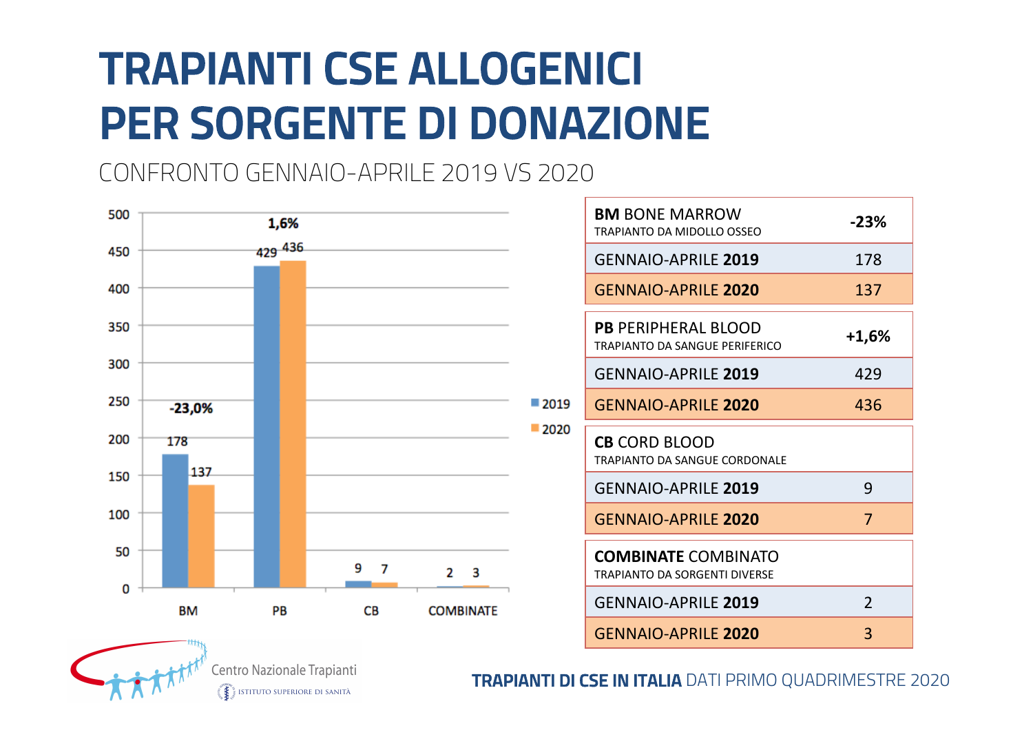# TRAPIANTI CSE ALLOGENICI PER SORGENTE DI DONAZIONE

CONFRONTO GENNAIO-APRILE 2019 VS 2020

| | 2019 | 2020 | Variazione |
|---|---|---|---|
| BM | 178 | 137 | -23,0% |
| PB | 429 | 436 | 1,6% |
| CB | 9 | 7 | |
| COMBINATE | 2 | 3 | |

| **BM** BONE MARROW<br>TRAPIANTO DA MIDOLLO OSSEO | **-23%** |
|---|---|
| GENNAIO-APRILE **2019** | 178 |
| GENNAIO-APRILE **2020** | 137 |

| **PB** PERIPHERAL BLOOD<br>TRAPIANTO DA SANGUE PERIFERICO | **+1,6%** |
|---|---|
| GENNAIO-APRILE **2019** | 429 |
| GENNAIO-APRILE **2020** | 436 |

| **CB** CORD BLOOD<br>TRAPIANTO DA SANGUE CORDONALE | |
|---|---|
| GENNAIO-APRILE **2019** | 9 |
| GENNAIO-APRILE **2020** | 7 |

| **COMBINATE** COMBINATO<br>TRAPIANTO DA SORGENTI DIVERSE | |
|---|---|
| GENNAIO-APRILE **2019** | 2 |
| GENNAIO-APRILE **2020** | 3 |

Centro Nazionale Trapianti
ISTITUTO SUPERIORE DI SANITÀ

**TRAPIANTI DI CSE IN ITALIA** DATI PRIMO QUADRIMESTRE 2020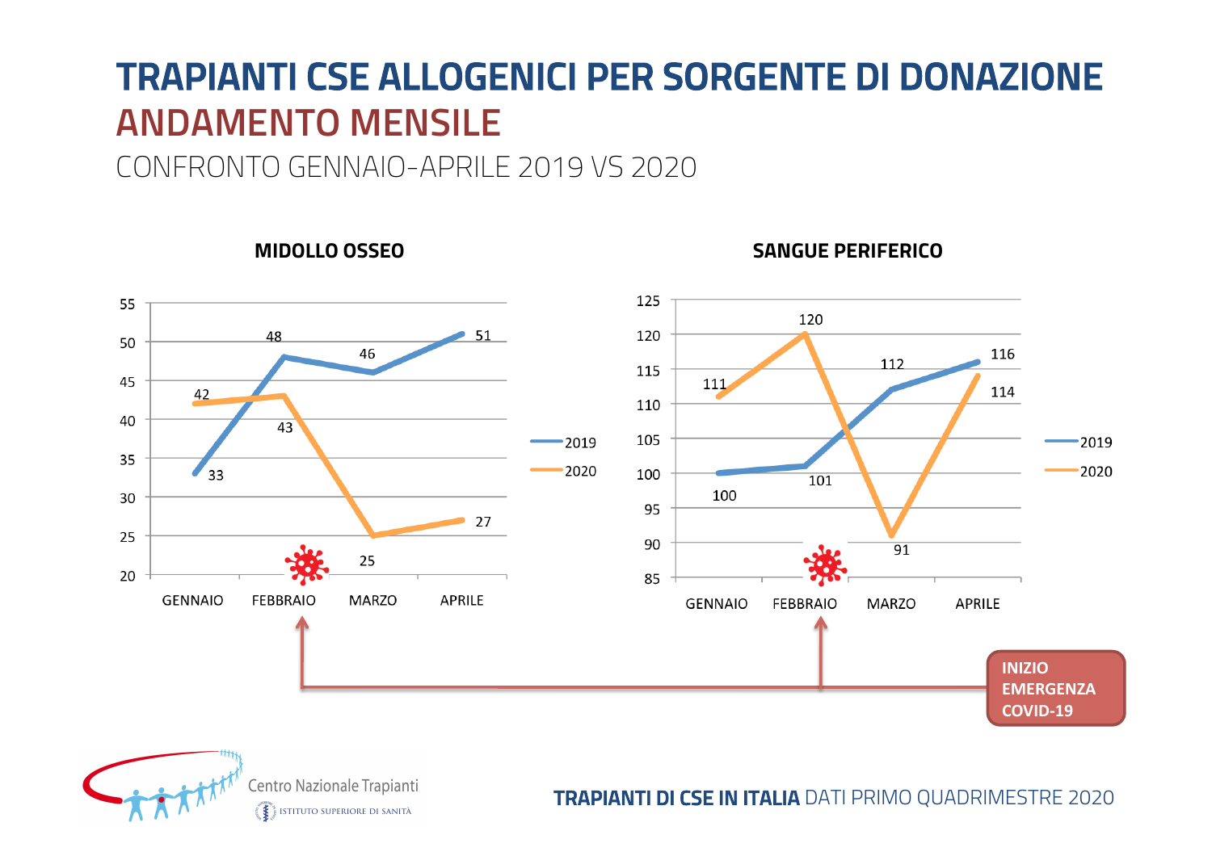# TRAPIANTI CSE ALLOGENICI PER SORGENTE DI DONAZIONE

## ANDAMENTO MENSILE

CONFRONTO GENNAIO-APRILE 2019 VS 2020

### MIDOLLO OSSEO

55
50
45
40
35
30
25
20

GENNAIO FEBBRAIO MARZO APRILE

2019: 33, 48, 46, 51

2020: 42, 43, 25, 27

2019

2020

### SANGUE PERIFERICO

125
120
115
110
105
100
95
90
85

GENNAIO FEBBRAIO MARZO APRILE

2019: 100, 101, 112, 116

2020: 111, 120, 91, 114

2019

2020

INIZIO EMERGENZA COVID-19

Centro Nazionale Trapianti

ISTITUTO SUPERIORE DI SANITÀ

**TRAPIANTI DI CSE IN ITALIA** DATI PRIMO QUADRIMESTRE 2020